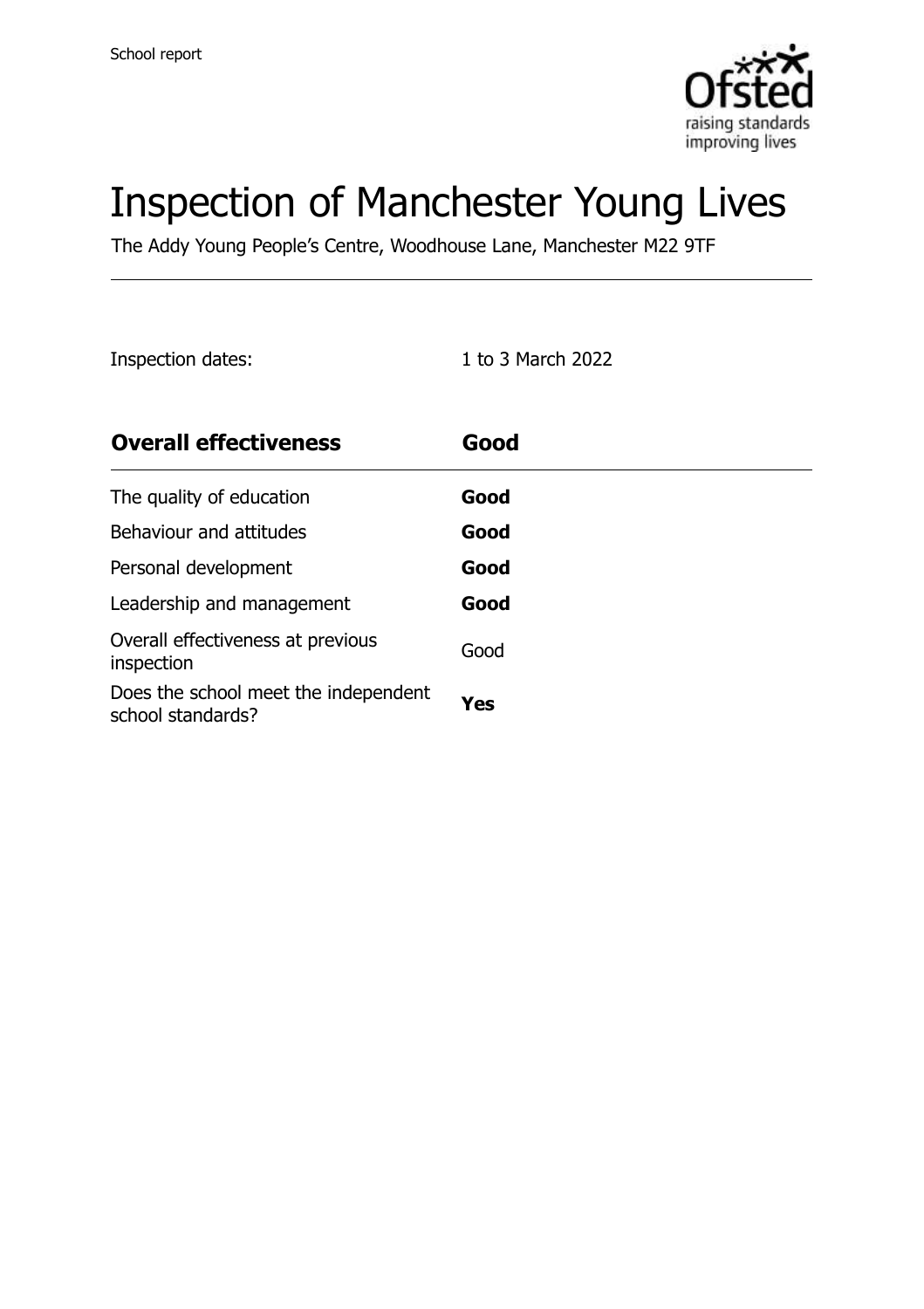School report

# Inspection of Manchester Young Lives

The Addy Young People's Centre, Woodhouse Lane, Manchester M22 9TF

Inspection dates: 1 to 3 March 2022

| **Overall effectiveness** | **Good** |
|---|---|
| The quality of education | **Good** |
| Behaviour and attitudes | **Good** |
| Personal development | **Good** |
| Leadership and management | **Good** |
| Overall effectiveness at previous inspection | Good |
| Does the school meet the independent school standards? | **Yes** |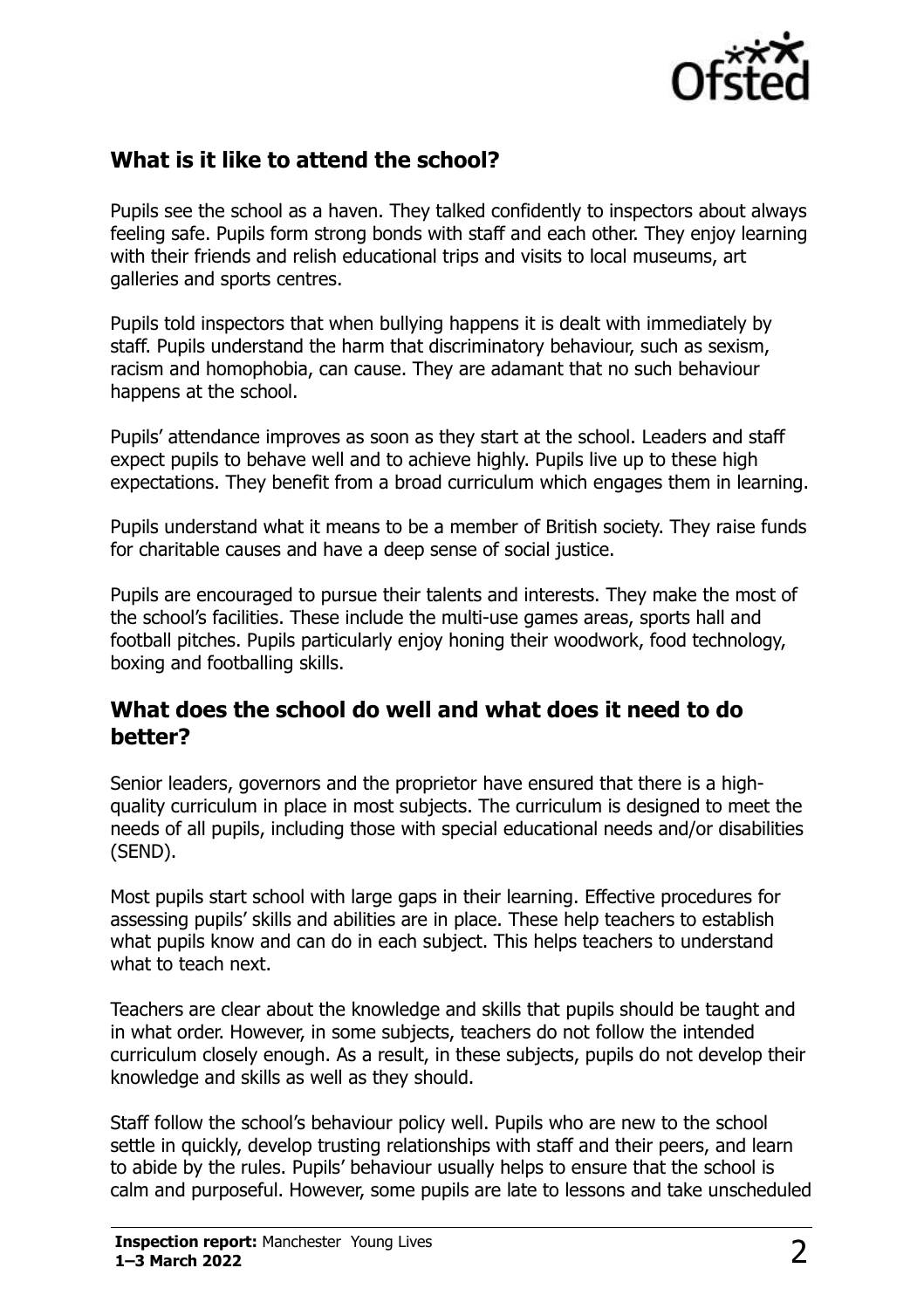## What is it like to attend the school?

Pupils see the school as a haven. They talked confidently to inspectors about always feeling safe. Pupils form strong bonds with staff and each other. They enjoy learning with their friends and relish educational trips and visits to local museums, art galleries and sports centres.

Pupils told inspectors that when bullying happens it is dealt with immediately by staff. Pupils understand the harm that discriminatory behaviour, such as sexism, racism and homophobia, can cause. They are adamant that no such behaviour happens at the school.

Pupils' attendance improves as soon as they start at the school. Leaders and staff expect pupils to behave well and to achieve highly. Pupils live up to these high expectations. They benefit from a broad curriculum which engages them in learning.

Pupils understand what it means to be a member of British society. They raise funds for charitable causes and have a deep sense of social justice.

Pupils are encouraged to pursue their talents and interests. They make the most of the school's facilities. These include the multi-use games areas, sports hall and football pitches. Pupils particularly enjoy honing their woodwork, food technology, boxing and footballing skills.

## What does the school do well and what does it need to do better?

Senior leaders, governors and the proprietor have ensured that there is a high-quality curriculum in place in most subjects. The curriculum is designed to meet the needs of all pupils, including those with special educational needs and/or disabilities (SEND).

Most pupils start school with large gaps in their learning. Effective procedures for assessing pupils' skills and abilities are in place. These help teachers to establish what pupils know and can do in each subject. This helps teachers to understand what to teach next.

Teachers are clear about the knowledge and skills that pupils should be taught and in what order. However, in some subjects, teachers do not follow the intended curriculum closely enough. As a result, in these subjects, pupils do not develop their knowledge and skills as well as they should.

Staff follow the school's behaviour policy well. Pupils who are new to the school settle in quickly, develop trusting relationships with staff and their peers, and learn to abide by the rules. Pupils' behaviour usually helps to ensure that the school is calm and purposeful. However, some pupils are late to lessons and take unscheduled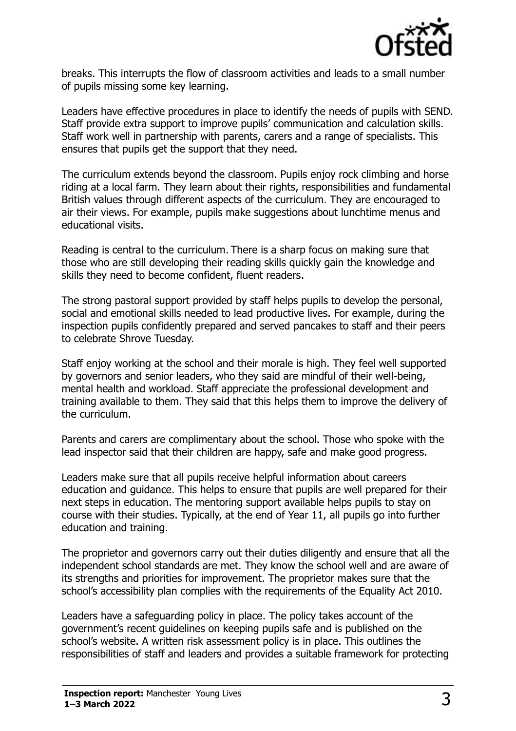breaks. This interrupts the flow of classroom activities and leads to a small number of pupils missing some key learning.

Leaders have effective procedures in place to identify the needs of pupils with SEND. Staff provide extra support to improve pupils' communication and calculation skills. Staff work well in partnership with parents, carers and a range of specialists. This ensures that pupils get the support that they need.

The curriculum extends beyond the classroom. Pupils enjoy rock climbing and horse riding at a local farm. They learn about their rights, responsibilities and fundamental British values through different aspects of the curriculum. They are encouraged to air their views. For example, pupils make suggestions about lunchtime menus and educational visits.

Reading is central to the curriculum. There is a sharp focus on making sure that those who are still developing their reading skills quickly gain the knowledge and skills they need to become confident, fluent readers.

The strong pastoral support provided by staff helps pupils to develop the personal, social and emotional skills needed to lead productive lives. For example, during the inspection pupils confidently prepared and served pancakes to staff and their peers to celebrate Shrove Tuesday.

Staff enjoy working at the school and their morale is high. They feel well supported by governors and senior leaders, who they said are mindful of their well-being, mental health and workload. Staff appreciate the professional development and training available to them. They said that this helps them to improve the delivery of the curriculum.

Parents and carers are complimentary about the school. Those who spoke with the lead inspector said that their children are happy, safe and make good progress.

Leaders make sure that all pupils receive helpful information about careers education and guidance. This helps to ensure that pupils are well prepared for their next steps in education. The mentoring support available helps pupils to stay on course with their studies. Typically, at the end of Year 11, all pupils go into further education and training.

The proprietor and governors carry out their duties diligently and ensure that all the independent school standards are met. They know the school well and are aware of its strengths and priorities for improvement. The proprietor makes sure that the school's accessibility plan complies with the requirements of the Equality Act 2010.

Leaders have a safeguarding policy in place. The policy takes account of the government's recent guidelines on keeping pupils safe and is published on the school's website. A written risk assessment policy is in place. This outlines the responsibilities of staff and leaders and provides a suitable framework for protecting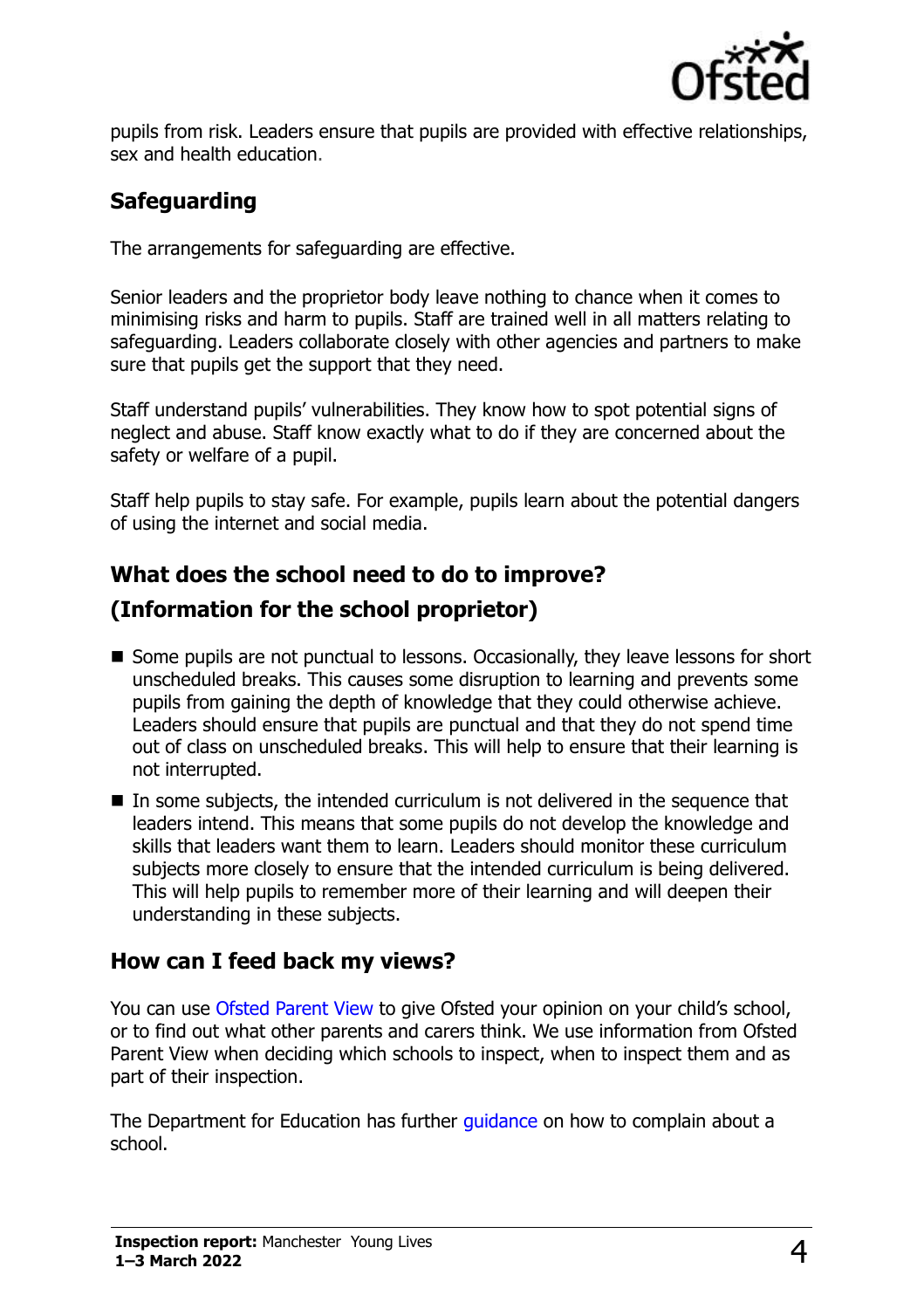pupils from risk. Leaders ensure that pupils are provided with effective relationships, sex and health education.

## Safeguarding

The arrangements for safeguarding are effective.

Senior leaders and the proprietor body leave nothing to chance when it comes to minimising risks and harm to pupils. Staff are trained well in all matters relating to safeguarding. Leaders collaborate closely with other agencies and partners to make sure that pupils get the support that they need.

Staff understand pupils' vulnerabilities. They know how to spot potential signs of neglect and abuse. Staff know exactly what to do if they are concerned about the safety or welfare of a pupil.

Staff help pupils to stay safe. For example, pupils learn about the potential dangers of using the internet and social media.

## What does the school need to do to improve?
## (Information for the school proprietor)

- Some pupils are not punctual to lessons. Occasionally, they leave lessons for short unscheduled breaks. This causes some disruption to learning and prevents some pupils from gaining the depth of knowledge that they could otherwise achieve. Leaders should ensure that pupils are punctual and that they do not spend time out of class on unscheduled breaks. This will help to ensure that their learning is not interrupted.
- In some subjects, the intended curriculum is not delivered in the sequence that leaders intend. This means that some pupils do not develop the knowledge and skills that leaders want them to learn. Leaders should monitor these curriculum subjects more closely to ensure that the intended curriculum is being delivered. This will help pupils to remember more of their learning and will deepen their understanding in these subjects.

## How can I feed back my views?

You can use Ofsted Parent View to give Ofsted your opinion on your child's school, or to find out what other parents and carers think. We use information from Ofsted Parent View when deciding which schools to inspect, when to inspect them and as part of their inspection.

The Department for Education has further guidance on how to complain about a school.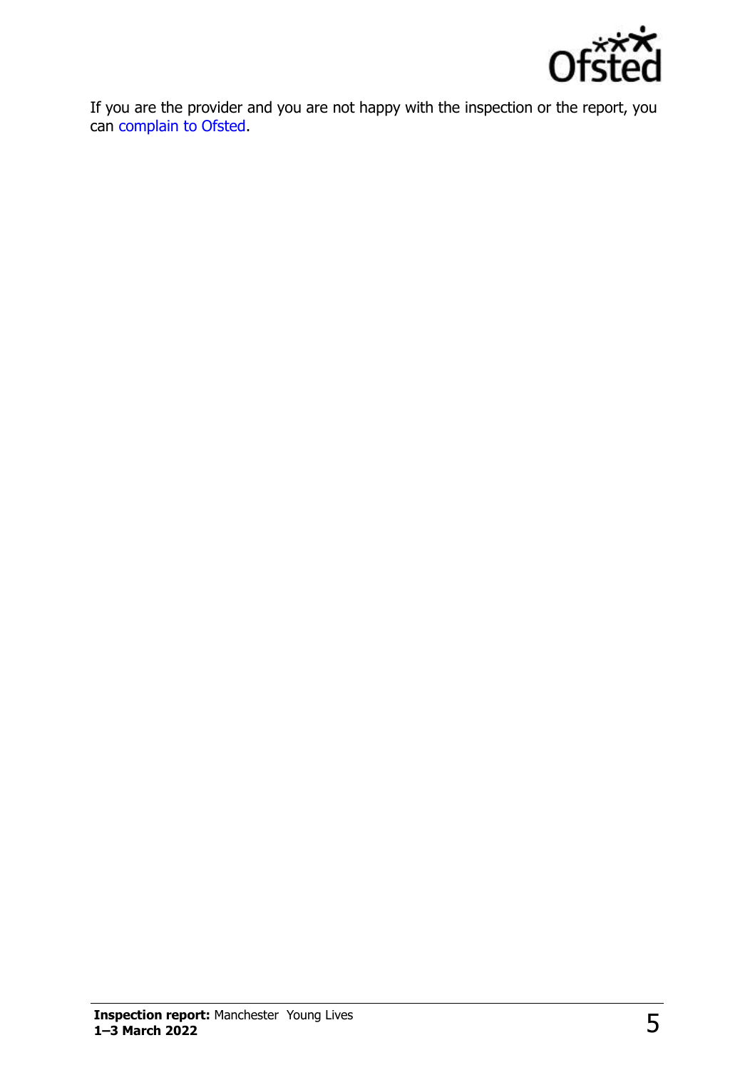If you are the provider and you are not happy with the inspection or the report, you can complain to Ofsted.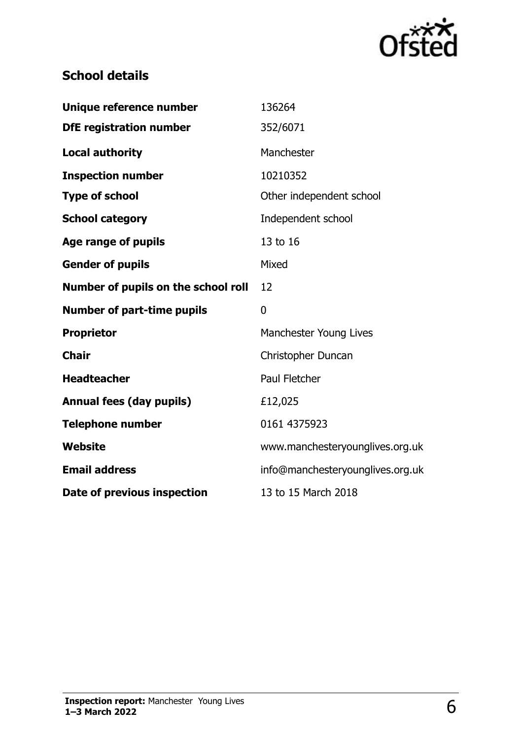## School details

| | |
|---|---|
| **Unique reference number** | 136264 |
| **DfE registration number** | 352/6071 |
| **Local authority** | Manchester |
| **Inspection number** | 10210352 |
| **Type of school** | Other independent school |
| **School category** | Independent school |
| **Age range of pupils** | 13 to 16 |
| **Gender of pupils** | Mixed |
| **Number of pupils on the school roll** | 12 |
| **Number of part-time pupils** | 0 |
| **Proprietor** | Manchester Young Lives |
| **Chair** | Christopher Duncan |
| **Headteacher** | Paul Fletcher |
| **Annual fees (day pupils)** | £12,025 |
| **Telephone number** | 0161 4375923 |
| **Website** | www.manchesteryounglives.org.uk |
| **Email address** | info@manchesteryounglives.org.uk |
| **Date of previous inspection** | 13 to 15 March 2018 |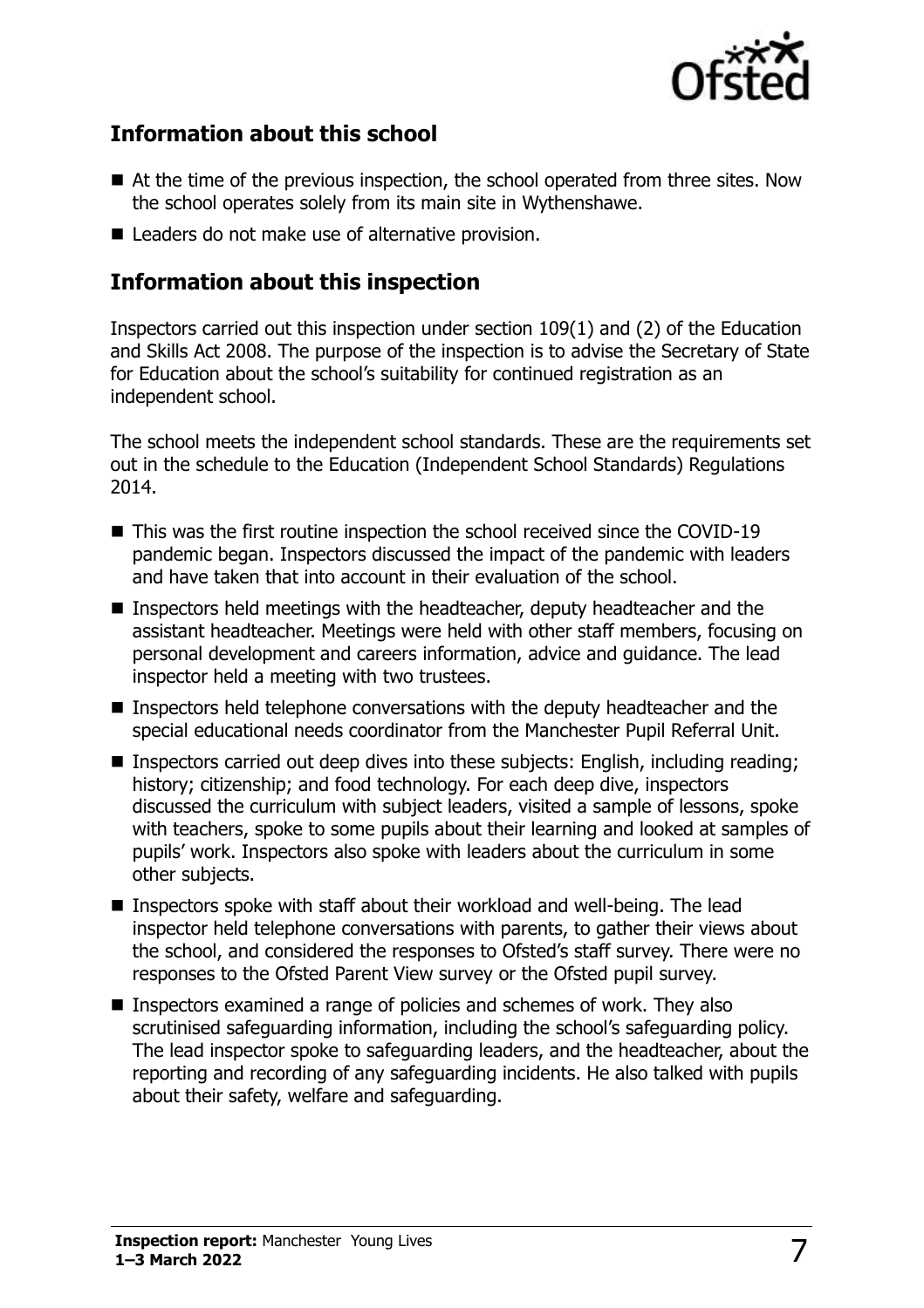## Information about this school

- At the time of the previous inspection, the school operated from three sites. Now the school operates solely from its main site in Wythenshawe.
- Leaders do not make use of alternative provision.

## Information about this inspection

Inspectors carried out this inspection under section 109(1) and (2) of the Education and Skills Act 2008. The purpose of the inspection is to advise the Secretary of State for Education about the school's suitability for continued registration as an independent school.

The school meets the independent school standards. These are the requirements set out in the schedule to the Education (Independent School Standards) Regulations 2014.

- This was the first routine inspection the school received since the COVID-19 pandemic began. Inspectors discussed the impact of the pandemic with leaders and have taken that into account in their evaluation of the school.
- Inspectors held meetings with the headteacher, deputy headteacher and the assistant headteacher. Meetings were held with other staff members, focusing on personal development and careers information, advice and guidance. The lead inspector held a meeting with two trustees.
- Inspectors held telephone conversations with the deputy headteacher and the special educational needs coordinator from the Manchester Pupil Referral Unit.
- Inspectors carried out deep dives into these subjects: English, including reading; history; citizenship; and food technology. For each deep dive, inspectors discussed the curriculum with subject leaders, visited a sample of lessons, spoke with teachers, spoke to some pupils about their learning and looked at samples of pupils' work. Inspectors also spoke with leaders about the curriculum in some other subjects.
- Inspectors spoke with staff about their workload and well-being. The lead inspector held telephone conversations with parents, to gather their views about the school, and considered the responses to Ofsted's staff survey. There were no responses to the Ofsted Parent View survey or the Ofsted pupil survey.
- Inspectors examined a range of policies and schemes of work. They also scrutinised safeguarding information, including the school's safeguarding policy. The lead inspector spoke to safeguarding leaders, and the headteacher, about the reporting and recording of any safeguarding incidents. He also talked with pupils about their safety, welfare and safeguarding.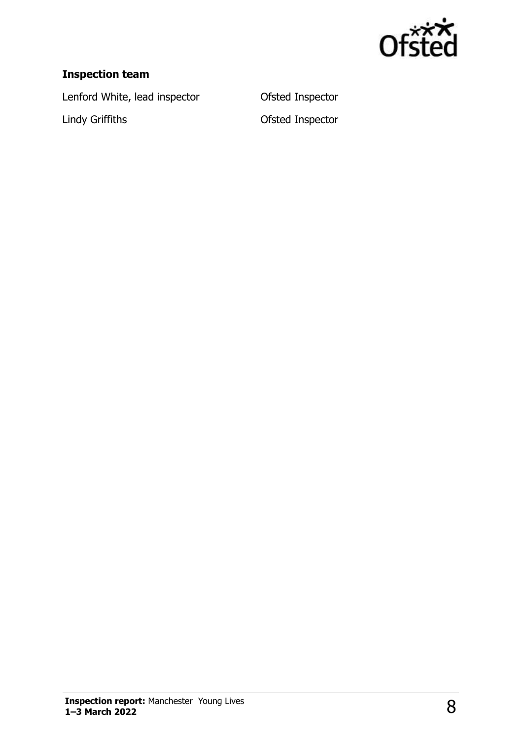### Inspection team

| | |
|---|---|
| Lenford White, lead inspector | Ofsted Inspector |
| Lindy Griffiths | Ofsted Inspector |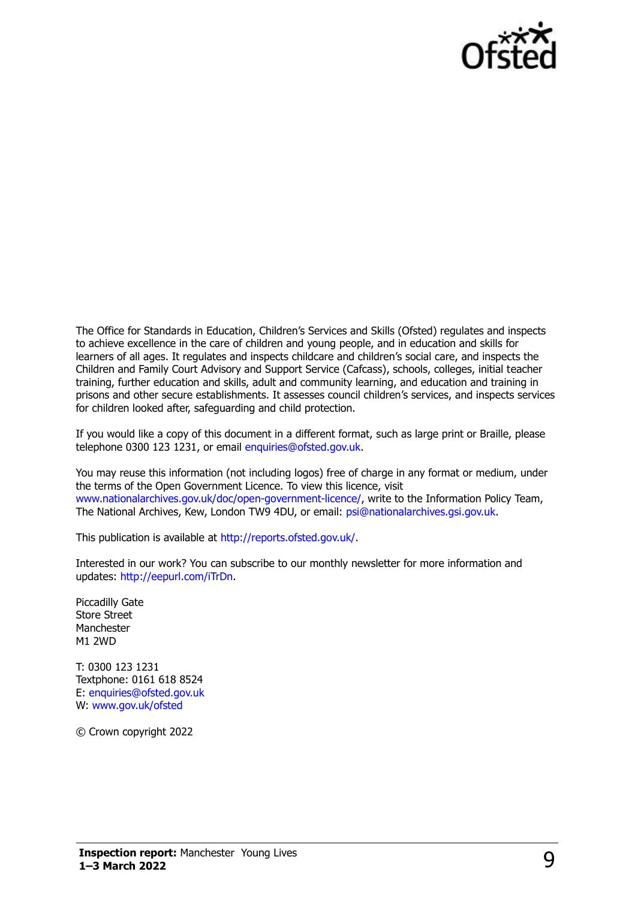The Office for Standards in Education, Children's Services and Skills (Ofsted) regulates and inspects to achieve excellence in the care of children and young people, and in education and skills for learners of all ages. It regulates and inspects childcare and children's social care, and inspects the Children and Family Court Advisory and Support Service (Cafcass), schools, colleges, initial teacher training, further education and skills, adult and community learning, and education and training in prisons and other secure establishments. It assesses council children's services, and inspects services for children looked after, safeguarding and child protection.

If you would like a copy of this document in a different format, such as large print or Braille, please telephone 0300 123 1231, or email enquiries@ofsted.gov.uk.

You may reuse this information (not including logos) free of charge in any format or medium, under the terms of the Open Government Licence. To view this licence, visit www.nationalarchives.gov.uk/doc/open-government-licence/, write to the Information Policy Team, The National Archives, Kew, London TW9 4DU, or email: psi@nationalarchives.gsi.gov.uk.

This publication is available at http://reports.ofsted.gov.uk/.

Interested in our work? You can subscribe to our monthly newsletter for more information and updates: http://eepurl.com/iTrDn.

Piccadilly Gate
Store Street
Manchester
M1 2WD

T: 0300 123 1231
Textphone: 0161 618 8524
E: enquiries@ofsted.gov.uk
W: www.gov.uk/ofsted

© Crown copyright 2022